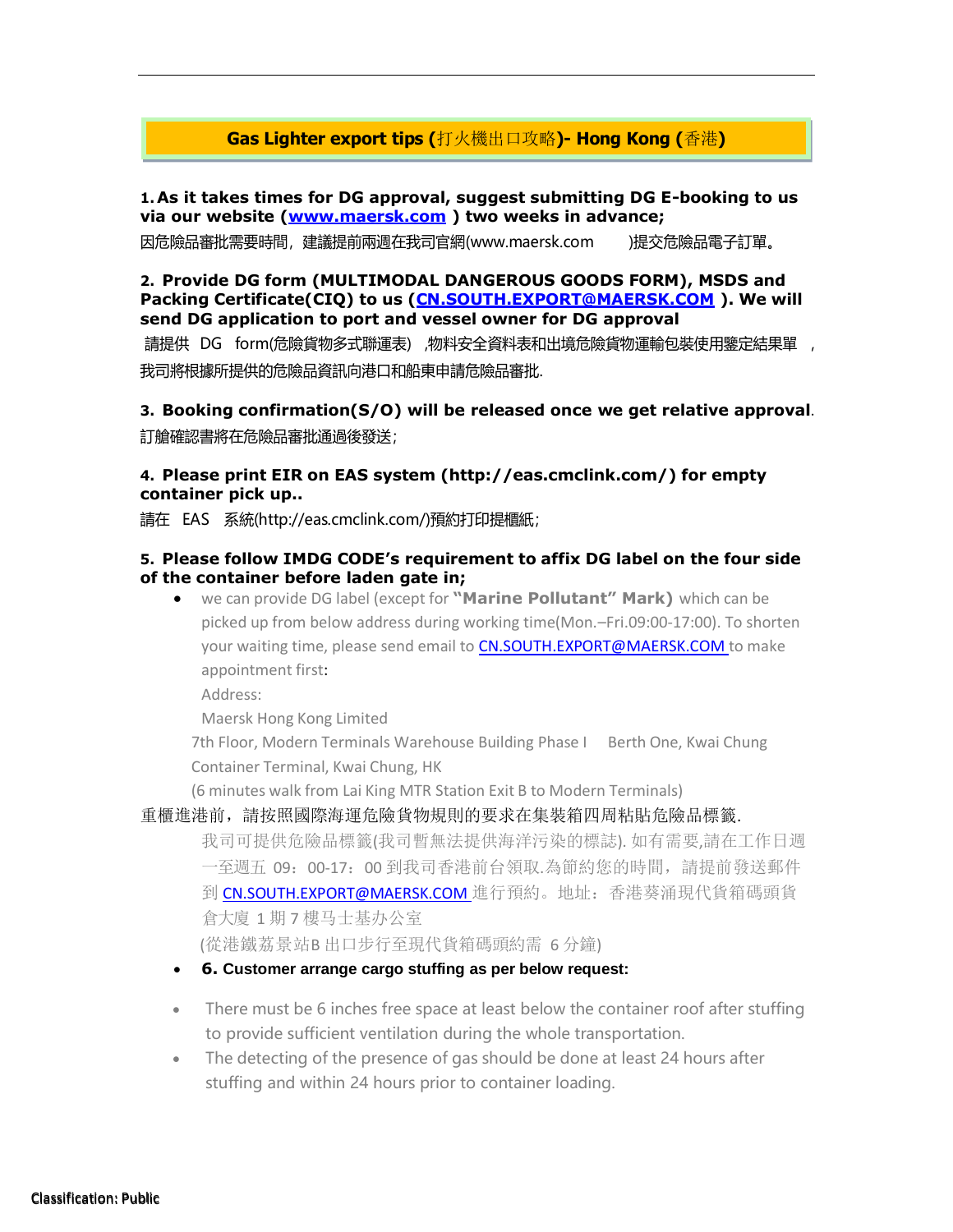## Gas Lighter export tips (打火機出口攻略)- Hong Kong (香港)

**1. As it takes times for DG approval, suggest submitting DG E-booking to us via our website ([www.maersk.com](http://www.maersk.com)) two weeks in advance;**

因危險品審批需要時間，建議提前兩週在我司官網(www.maersk.com )提交危險品電子訂單。

**2. Provide DG form (MULTIMODAL DANGEROUS GOODS FORM), MSDS and Packing Certificate(CIQ) to us (CN.SOUTH.EXPORT@MAERSK.COM). We will send DG application to port and vessel owner for DG approval**

請提供 DG form(危險貨物多式聯運表) ,物料安全資料表和出境危險貨物運輸包裝使用鑒定結果單 ，我司將根據所提供的危險品資訊向港口和船東申請危險品審批.

**3. Booking confirmation(S/O) will be released once we get relative approval**.

訂艙確認書將在危險品審批通過後發送;

**4. Please print EIR on EAS system (http://eas.cmclink.com/) for empty container pick up..**

請在 EAS 系統(http://eas.cmclink.com/)預約打印提櫃紙;

**5. Please follow IMDG CODE's requirement to affix DG label on the four side of the container before laden gate in;**

- we can provide DG label (except for **"Marine Pollutant" Mark)** which can be picked up from below address during working time(Mon.–Fri.09:00-17:00). To shorten your waiting time, please send email to CN.SOUTH.EXPORT@MAERSK.COM to make appointment first:

  Address:

  Maersk Hong Kong Limited

  7th Floor, Modern Terminals Warehouse Building Phase I Berth One, Kwai Chung Container Terminal, Kwai Chung, HK

  (6 minutes walk from Lai King MTR Station Exit B to Modern Terminals)

重櫃進港前，請按照國際海運危險貨物規則的要求在集裝箱四周粘貼危險品標籤.

我司可提供危險品標籤(我司暫無法提供海洋污染的標誌). 如有需要,請在工作日週一至週五 09：00-17：00 到我司香港前台領取.為節約您的時間，請提前發送郵件到 CN.SOUTH.EXPORT@MAERSK.COM 進行預約。地址：香港葵涌現代貨箱碼頭貨倉大廈 1 期 7 樓马士基办公室

(從港鐵荔景站B 出口步行至現代貨箱碼頭約需 6 分鐘)

- **6. Customer arrange cargo stuffing as per below request:**

- There must be 6 inches free space at least below the container roof after stuffing to provide sufficient ventilation during the whole transportation.
- The detecting of the presence of gas should be done at least 24 hours after stuffing and within 24 hours prior to container loading.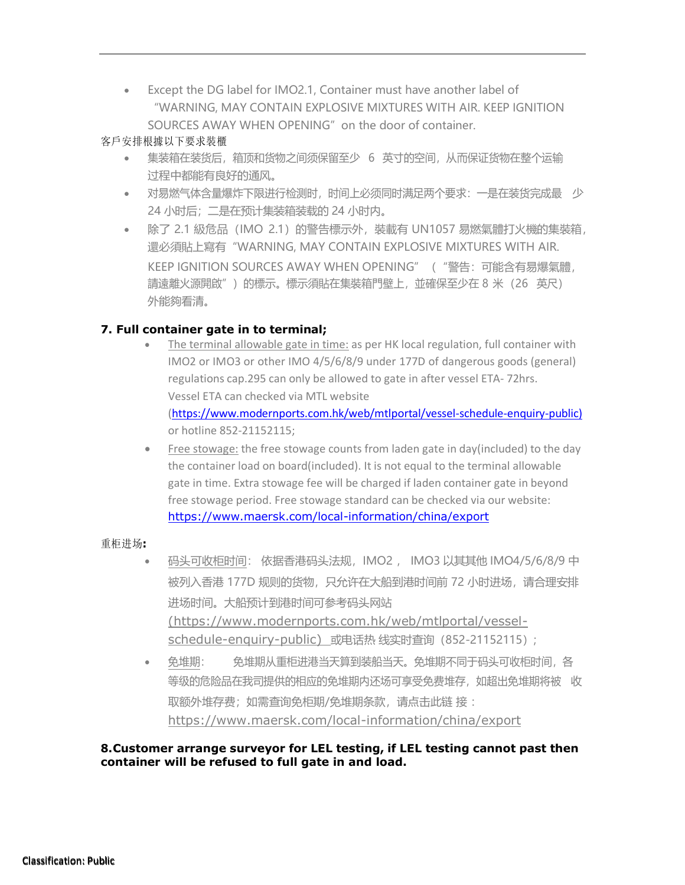- Except the DG label for IMO2.1, Container must have another label of "WARNING, MAY CONTAIN EXPLOSIVE MIXTURES WITH AIR. KEEP IGNITION SOURCES AWAY WHEN OPENING" on the door of container.

客戶安排根據以下要求裝櫃

- 集装箱在装货后，箱顶和货物之间须保留至少 6 英寸的空间，从而保证货物在整个运输过程中都能有良好的通风。
- 对易燃气体含量爆炸下限进行检测时，时间上必须同时满足两个要求：一是在装货完成最 少 24 小时后；二是在预计集装箱装载的 24 小时内。
- 除了 2.1 級危品（IMO 2.1）的警告標示外，裝載有 UN1057 易燃氣體打火機的集裝箱，還必須貼上寫有 "WARNING, MAY CONTAIN EXPLOSIVE MIXTURES WITH AIR. KEEP IGNITION SOURCES AWAY WHEN OPENING" （"警告：可能含有易爆氣體，請遠離火源開啟"）的標示。標示須貼在集裝箱門壁上，並確保至少在 8 米（26 英尺）外能夠看清。

**7. Full container gate in to terminal;**

- The terminal allowable gate in time: as per HK local regulation, full container with IMO2 or IMO3 or other IMO 4/5/6/8/9 under 177D of dangerous goods (general) regulations cap.295 can only be allowed to gate in after vessel ETA- 72hrs. Vessel ETA can checked via MTL website (https://www.modernports.com.hk/web/mtlportal/vessel-schedule-enquiry-public) or hotline 852-21152115;
- Free stowage: the free stowage counts from laden gate in day(included) to the day the container load on board(included). It is not equal to the terminal allowable gate in time. Extra stowage fee will be charged if laden container gate in beyond free stowage period. Free stowage standard can be checked via our website: https://www.maersk.com/local-information/china/export

重柜进场**:**

- 码头可收柜时间：依据香港码头法规，IMO2， IMO3 以其其他 IMO4/5/6/8/9 中被列入香港 177D 规则的货物，只允许在大船到港时间前 72 小时进场，请合理安排进场时间。大船预计到港时间可参考码头网站 (https://www.modernports.com.hk/web/mtlportal/vessel-schedule-enquiry-public) 或电话热 线实时查询（852-21152115）；
- 免堆期：免堆期从重柜进港当天算到装船当天。免堆期不同于码头可收柜时间，各等级的危险品在我司提供的相应的免堆期内还场可享受免费堆存，如超出免堆期将被 收取额外堆存费；如需查询免柜期/免堆期条款，请点击此链 接：https://www.maersk.com/local-information/china/export

**8.Customer arrange surveyor for LEL testing, if LEL testing cannot past then container will be refused to full gate in and load.**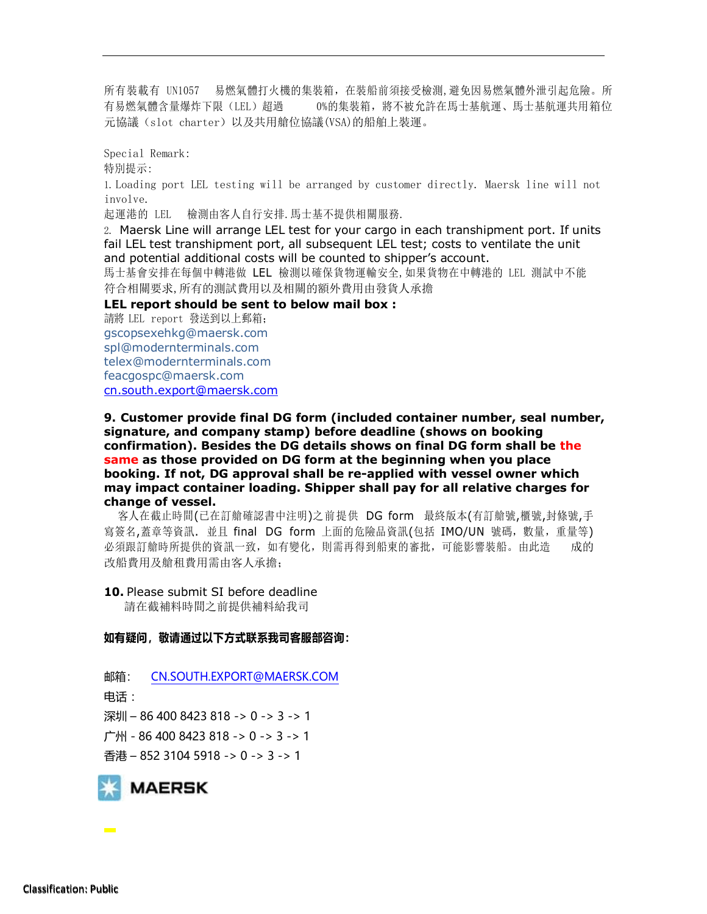所有裝載有 UN1057 易燃氣體打火機的集裝箱，在裝船前須接受檢測,避免因易燃氣體外泄引起危險。所有易燃氣體含量爆炸下限（LEL）超過 0%的集裝箱，將不被允許在馬士基航運、馬士基航運共用箱位元協議（slot charter）以及共用艙位協議(VSA)的船舶上裝運。

Special Remark:
特別提示:

1. Loading port LEL testing will be arranged by customer directly. Maersk line will not involve.
起運港的 LEL 檢測由客人自行安排.馬士基不提供相關服務.
2. Maersk Line will arrange LEL test for your cargo in each transhipment port. If units fail LEL test transhipment port, all subsequent LEL test; costs to ventilate the unit and potential additional costs will be counted to shipper's account.
馬士基會安排在每個中轉港做 LEL 檢測以確保貨物運輸安全,如果貨物在中轉港的 LEL 測試中不能符合相關要求,所有的測試費用以及相關的額外費用由發貨人承擔

**LEL report should be sent to below mail box :**
請將 LEL report 發送到以上郵箱;
gscopsexehkg@maersk.com
spl@modernterminals.com
telex@modernterminals.com
feacgospc@maersk.com
cn.south.export@maersk.com

**9. Customer provide final DG form (included container number, seal number, signature, and company stamp) before deadline (shows on booking confirmation). Besides the DG details shows on final DG form shall be the same as those provided on DG form at the beginning when you place booking. If not, DG approval shall be re-applied with vessel owner which may impact container loading. Shipper shall pay for all relative charges for change of vessel.**
客人在截止時間(已在訂艙確認書中注明)之前提供 DG form 最終版本(有訂艙號,櫃號,封條號,手寫簽名,蓋章等資訊. 並且 final DG form 上面的危險品資訊(包括 IMO/UN 號碼，數量，重量等)必須跟訂艙時所提供的資訊一致，如有變化，則需再得到船東的審批，可能影響裝船。由此造 成的改船費用及艙租費用需由客人承擔;

**10.** Please submit SI before deadline
請在截補料時間之前提供補料給我司

**如有疑问，敬请通过以下方式联系我司客服部咨询:**

邮箱: CN.SOUTH.EXPORT@MAERSK.COM
电话：
深圳 – 86 400 8423 818 -> 0 -> 3 -> 1
广州 - 86 400 8423 818 -> 0 -> 3 -> 1
香港 – 852 3104 5918 -> 0 -> 3 -> 1

MAERSK

Classification: Public